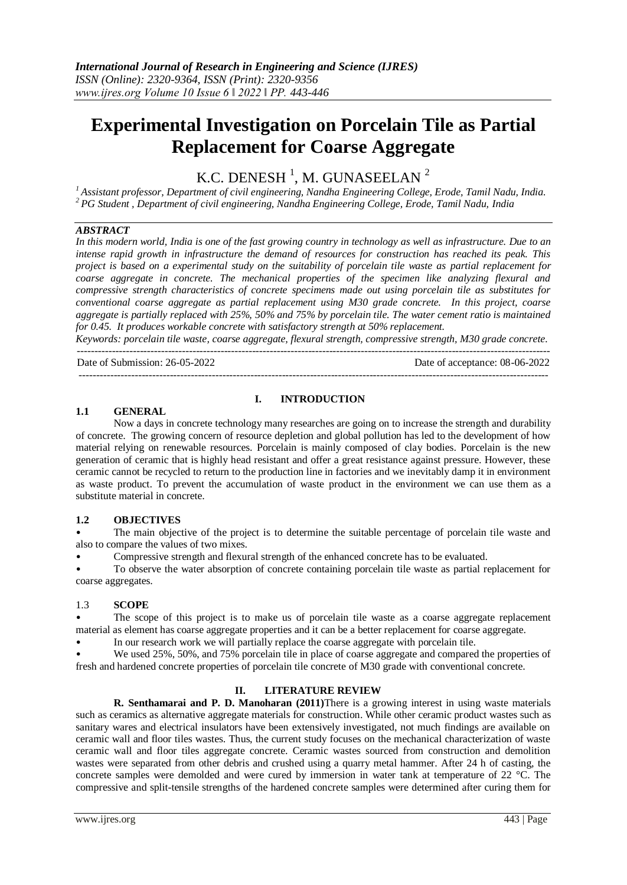*International Journal of Research in Engineering and Science (IJRES)*
*ISSN (Online): 2320-9364, ISSN (Print): 2320-9356*
*www.ijres.org Volume 10 Issue 6 ǁ 2022 ǁ PP. 443-446*

# Experimental Investigation on Porcelain Tile as Partial Replacement for Coarse Aggregate

K.C. DENESH [1], M. GUNASEELAN [2]

[1] *Assistant professor, Department of civil engineering, Nandha Engineering College, Erode, Tamil Nadu, India.*
[2] *PG Student , Department of civil engineering, Nandha Engineering College, Erode, Tamil Nadu, India*

***ABSTRACT***

*In this modern world, India is one of the fast growing country in technology as well as infrastructure. Due to an intense rapid growth in infrastructure the demand of resources for construction has reached its peak. This project is based on a experimental study on the suitability of porcelain tile waste as partial replacement for coarse aggregate in concrete. The mechanical properties of the specimen like analyzing flexural and compressive strength characteristics of concrete specimens made out using porcelain tile as substitutes for conventional coarse aggregate as partial replacement using M30 grade concrete. In this project, coarse aggregate is partially replaced with 25%, 50% and 75% by porcelain tile. The water cement ratio is maintained for 0.45. It produces workable concrete with satisfactory strength at 50% replacement.*

*Keywords: porcelain tile waste, coarse aggregate, flexural strength, compressive strength, M30 grade concrete.*

---

Date of Submission: 26-05-2022 Date of acceptance: 08-06-2022

---

## I. INTRODUCTION

### 1.1 GENERAL

Now a days in concrete technology many researches are going on to increase the strength and durability of concrete. The growing concern of resource depletion and global pollution has led to the development of how material relying on renewable resources. Porcelain is mainly composed of clay bodies. Porcelain is the new generation of ceramic that is highly head resistant and offer a great resistance against pressure. However, these ceramic cannot be recycled to return to the production line in factories and we inevitably damp it in environment as waste product. To prevent the accumulation of waste product in the environment we can use them as a substitute material in concrete.

### 1.2 OBJECTIVES

- The main objective of the project is to determine the suitable percentage of porcelain tile waste and also to compare the values of two mixes.
- Compressive strength and flexural strength of the enhanced concrete has to be evaluated.
- To observe the water absorption of concrete containing porcelain tile waste as partial replacement for coarse aggregates.

### 1.3 SCOPE

- The scope of this project is to make us of porcelain tile waste as a coarse aggregate replacement material as element has coarse aggregate properties and it can be a better replacement for coarse aggregate.
- In our research work we will partially replace the coarse aggregate with porcelain tile.
- We used 25%, 50%, and 75% porcelain tile in place of coarse aggregate and compared the properties of fresh and hardened concrete properties of porcelain tile concrete of M30 grade with conventional concrete.

## II. LITERATURE REVIEW

**R. Senthamarai and P. D. Manoharan (2011)**There is a growing interest in using waste materials such as ceramics as alternative aggregate materials for construction. While other ceramic product wastes such as sanitary wares and electrical insulators have been extensively investigated, not much findings are available on ceramic wall and floor tiles wastes. Thus, the current study focuses on the mechanical characterization of waste ceramic wall and floor tiles aggregate concrete. Ceramic wastes sourced from construction and demolition wastes were separated from other debris and crushed using a quarry metal hammer. After 24 h of casting, the concrete samples were demolded and were cured by immersion in water tank at temperature of 22 °C. The compressive and split-tensile strengths of the hardened concrete samples were determined after curing them for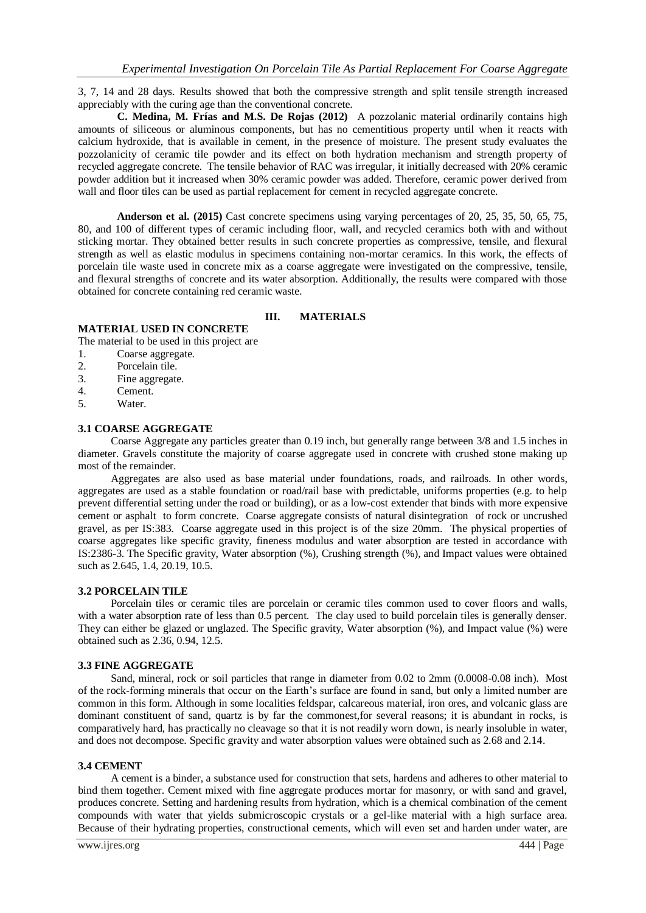3, 7, 14 and 28 days. Results showed that both the compressive strength and split tensile strength increased appreciably with the curing age than the conventional concrete.

**C. Medina, M. Frías and M.S. De Rojas (2012)** A pozzolanic material ordinarily contains high amounts of siliceous or aluminous components, but has no cementitious property until when it reacts with calcium hydroxide, that is available in cement, in the presence of moisture. The present study evaluates the pozzolanicity of ceramic tile powder and its effect on both hydration mechanism and strength property of recycled aggregate concrete. The tensile behavior of RAC was irregular, it initially decreased with 20% ceramic powder addition but it increased when 30% ceramic powder was added. Therefore, ceramic power derived from wall and floor tiles can be used as partial replacement for cement in recycled aggregate concrete.

**Anderson et al. (2015)** Cast concrete specimens using varying percentages of 20, 25, 35, 50, 65, 75, 80, and 100 of different types of ceramic including floor, wall, and recycled ceramics both with and without sticking mortar. They obtained better results in such concrete properties as compressive, tensile, and flexural strength as well as elastic modulus in specimens containing non-mortar ceramics. In this work, the effects of porcelain tile waste used in concrete mix as a coarse aggregate were investigated on the compressive, tensile, and flexural strengths of concrete and its water absorption. Additionally, the results were compared with those obtained for concrete containing red ceramic waste.

## III. MATERIALS

### MATERIAL USED IN CONCRETE

The material to be used in this project are

1. Coarse aggregate.
2. Porcelain tile.
3. Fine aggregate.
4. Cement.
5. Water.

### 3.1 COARSE AGGREGATE

Coarse Aggregate any particles greater than 0.19 inch, but generally range between 3/8 and 1.5 inches in diameter. Gravels constitute the majority of coarse aggregate used in concrete with crushed stone making up most of the remainder.

Aggregates are also used as base material under foundations, roads, and railroads. In other words, aggregates are used as a stable foundation or road/rail base with predictable, uniforms properties (e.g. to help prevent differential setting under the road or building), or as a low-cost extender that binds with more expensive cement or asphalt to form concrete. Coarse aggregate consists of natural disintegration of rock or uncrushed gravel, as per IS:383. Coarse aggregate used in this project is of the size 20mm. The physical properties of coarse aggregates like specific gravity, fineness modulus and water absorption are tested in accordance with IS:2386-3. The Specific gravity, Water absorption (%), Crushing strength (%), and Impact values were obtained such as 2.645, 1.4, 20.19, 10.5.

### 3.2 PORCELAIN TILE

Porcelain tiles or ceramic tiles are porcelain or ceramic tiles common used to cover floors and walls, with a water absorption rate of less than 0.5 percent. The clay used to build porcelain tiles is generally denser. They can either be glazed or unglazed. The Specific gravity, Water absorption (%), and Impact value (%) were obtained such as 2.36, 0.94, 12.5.

### 3.3 FINE AGGREGATE

Sand, mineral, rock or soil particles that range in diameter from 0.02 to 2mm (0.0008-0.08 inch). Most of the rock-forming minerals that occur on the Earth's surface are found in sand, but only a limited number are common in this form. Although in some localities feldspar, calcareous material, iron ores, and volcanic glass are dominant constituent of sand, quartz is by far the commonest,for several reasons; it is abundant in rocks, is comparatively hard, has practically no cleavage so that it is not readily worn down, is nearly insoluble in water, and does not decompose. Specific gravity and water absorption values were obtained such as 2.68 and 2.14.

### 3.4 CEMENT

A cement is a binder, a substance used for construction that sets, hardens and adheres to other material to bind them together. Cement mixed with fine aggregate produces mortar for masonry, or with sand and gravel, produces concrete. Setting and hardening results from hydration, which is a chemical combination of the cement compounds with water that yields submicroscopic crystals or a gel-like material with a high surface area. Because of their hydrating properties, constructional cements, which will even set and harden under water, are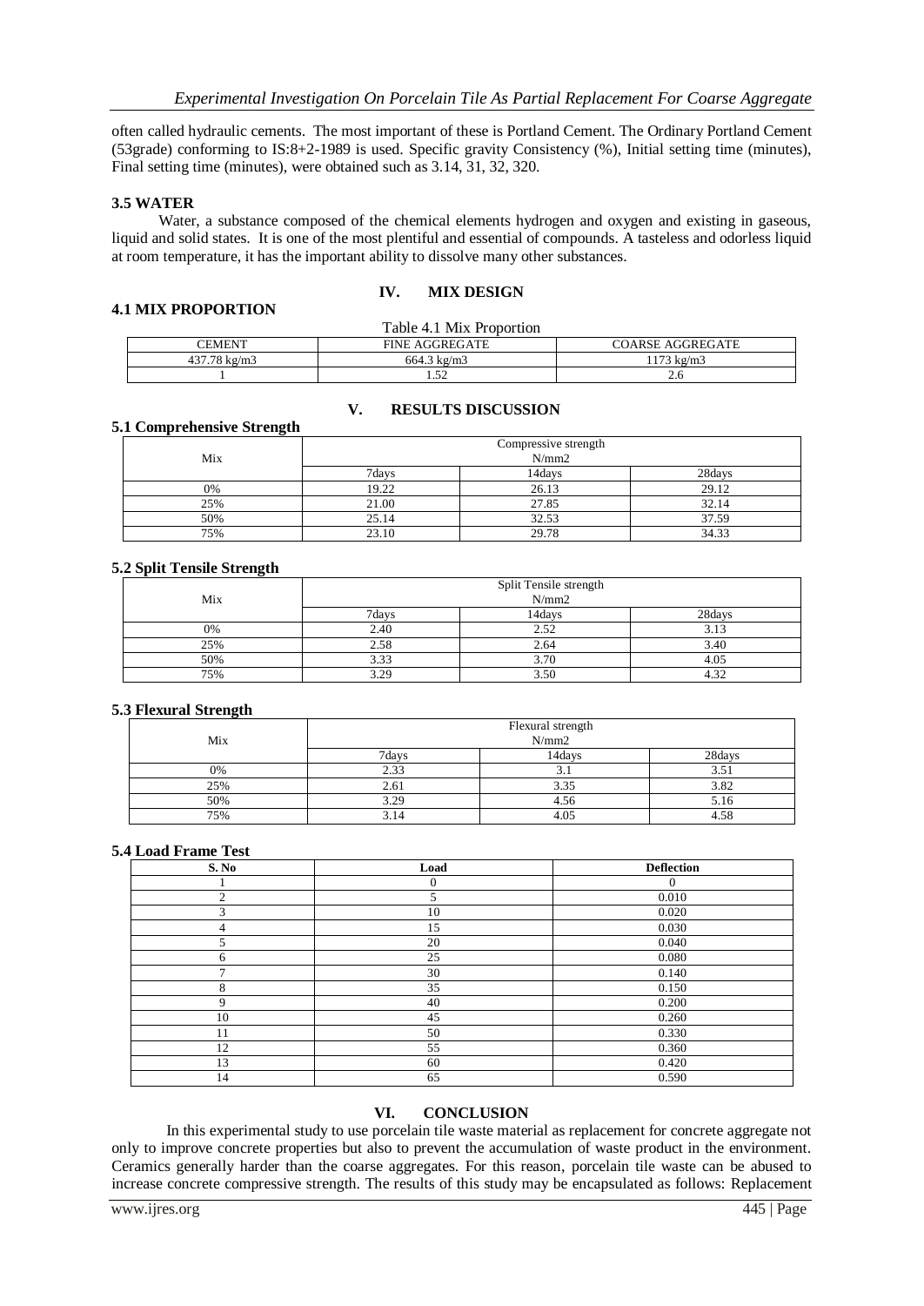often called hydraulic cements. The most important of these is Portland Cement. The Ordinary Portland Cement (53grade) conforming to IS:8+2-1989 is used. Specific gravity Consistency (%), Initial setting time (minutes), Final setting time (minutes), were obtained such as 3.14, 31, 32, 320.

### 3.5 WATER

Water, a substance composed of the chemical elements hydrogen and oxygen and existing in gaseous, liquid and solid states. It is one of the most plentiful and essential of compounds. A tasteless and odorless liquid at room temperature, it has the important ability to dissolve many other substances.

## IV. MIX DESIGN

### 4.1 MIX PROPORTION

Table 4.1 Mix Proportion

| CEMENT | FINE AGGREGATE | COARSE AGGREGATE |
|---|---|---|
| 437.78 kg/m3 | 664.3 kg/m3 | 1173 kg/m3 |
| 1 | 1.52 | 2.6 |

## V. RESULTS DISCUSSION

### 5.1 Comprehensive Strength

| Mix | Compressive strength N/mm2 | | |
|---|---|---|---|
| | 7days | 14days | 28days |
| 0% | 19.22 | 26.13 | 29.12 |
| 25% | 21.00 | 27.85 | 32.14 |
| 50% | 25.14 | 32.53 | 37.59 |
| 75% | 23.10 | 29.78 | 34.33 |

### 5.2 Split Tensile Strength

| Mix | Split Tensile strength N/mm2 | | |
|---|---|---|---|
| | 7days | 14days | 28days |
| 0% | 2.40 | 2.52 | 3.13 |
| 25% | 2.58 | 2.64 | 3.40 |
| 50% | 3.33 | 3.70 | 4.05 |
| 75% | 3.29 | 3.50 | 4.32 |

### 5.3 Flexural Strength

| Mix | Flexural strength N/mm2 | | |
|---|---|---|---|
| | 7days | 14days | 28days |
| 0% | 2.33 | 3.1 | 3.51 |
| 25% | 2.61 | 3.35 | 3.82 |
| 50% | 3.29 | 4.56 | 5.16 |
| 75% | 3.14 | 4.05 | 4.58 |

### 5.4 Load Frame Test

| S. No | Load | Deflection |
|---|---|---|
| 1 | 0 | 0 |
| 2 | 5 | 0.010 |
| 3 | 10 | 0.020 |
| 4 | 15 | 0.030 |
| 5 | 20 | 0.040 |
| 6 | 25 | 0.080 |
| 7 | 30 | 0.140 |
| 8 | 35 | 0.150 |
| 9 | 40 | 0.200 |
| 10 | 45 | 0.260 |
| 11 | 50 | 0.330 |
| 12 | 55 | 0.360 |
| 13 | 60 | 0.420 |
| 14 | 65 | 0.590 |

## VI. CONCLUSION

In this experimental study to use porcelain tile waste material as replacement for concrete aggregate not only to improve concrete properties but also to prevent the accumulation of waste product in the environment. Ceramics generally harder than the coarse aggregates. For this reason, porcelain tile waste can be abused to increase concrete compressive strength. The results of this study may be encapsulated as follows: Replacement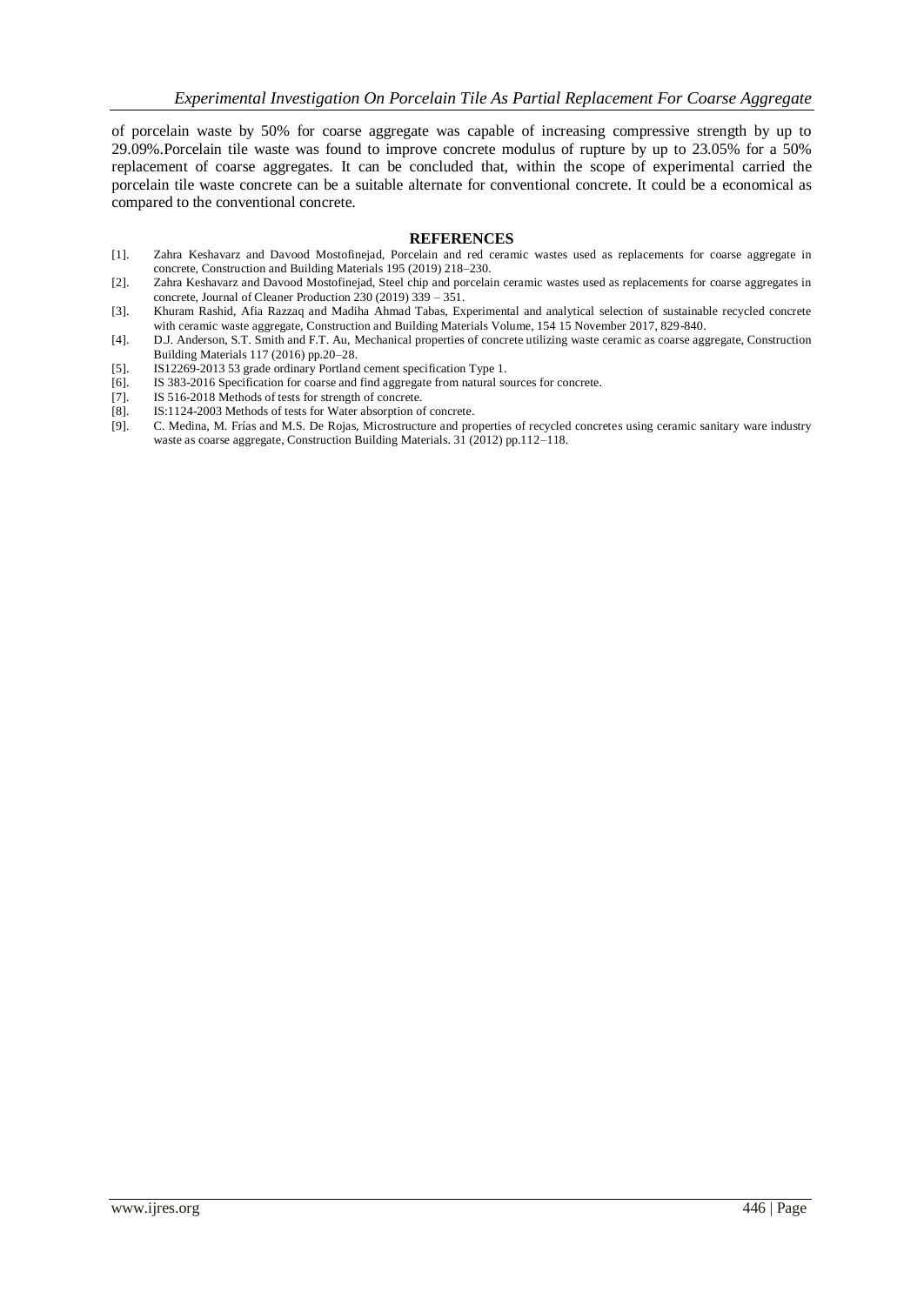of porcelain waste by 50% for coarse aggregate was capable of increasing compressive strength by up to 29.09%.Porcelain tile waste was found to improve concrete modulus of rupture by up to 23.05% for a 50% replacement of coarse aggregates. It can be concluded that, within the scope of experimental carried the porcelain tile waste concrete can be a suitable alternate for conventional concrete. It could be a economical as compared to the conventional concrete.

## REFERENCES

[1]. Zahra Keshavarz and Davood Mostofinejad, Porcelain and red ceramic wastes used as replacements for coarse aggregate in concrete, Construction and Building Materials 195 (2019) 218–230.

[2]. Zahra Keshavarz and Davood Mostofinejad, Steel chip and porcelain ceramic wastes used as replacements for coarse aggregates in concrete, Journal of Cleaner Production 230 (2019) 339 – 351.

[3]. Khuram Rashid, Afia Razzaq and Madiha Ahmad Tabas, Experimental and analytical selection of sustainable recycled concrete with ceramic waste aggregate, Construction and Building Materials Volume, 154 15 November 2017, 829-840.

[4]. D.J. Anderson, S.T. Smith and F.T. Au, Mechanical properties of concrete utilizing waste ceramic as coarse aggregate, Construction Building Materials 117 (2016) pp.20–28.

[5]. IS12269-2013 53 grade ordinary Portland cement specification Type 1.

[6]. IS 383-2016 Specification for coarse and find aggregate from natural sources for concrete.

[7]. IS 516-2018 Methods of tests for strength of concrete.

[8]. IS:1124-2003 Methods of tests for Water absorption of concrete.

[9]. C. Medina, M. Frías and M.S. De Rojas, Microstructure and properties of recycled concretes using ceramic sanitary ware industry waste as coarse aggregate, Construction Building Materials. 31 (2012) pp.112–118.